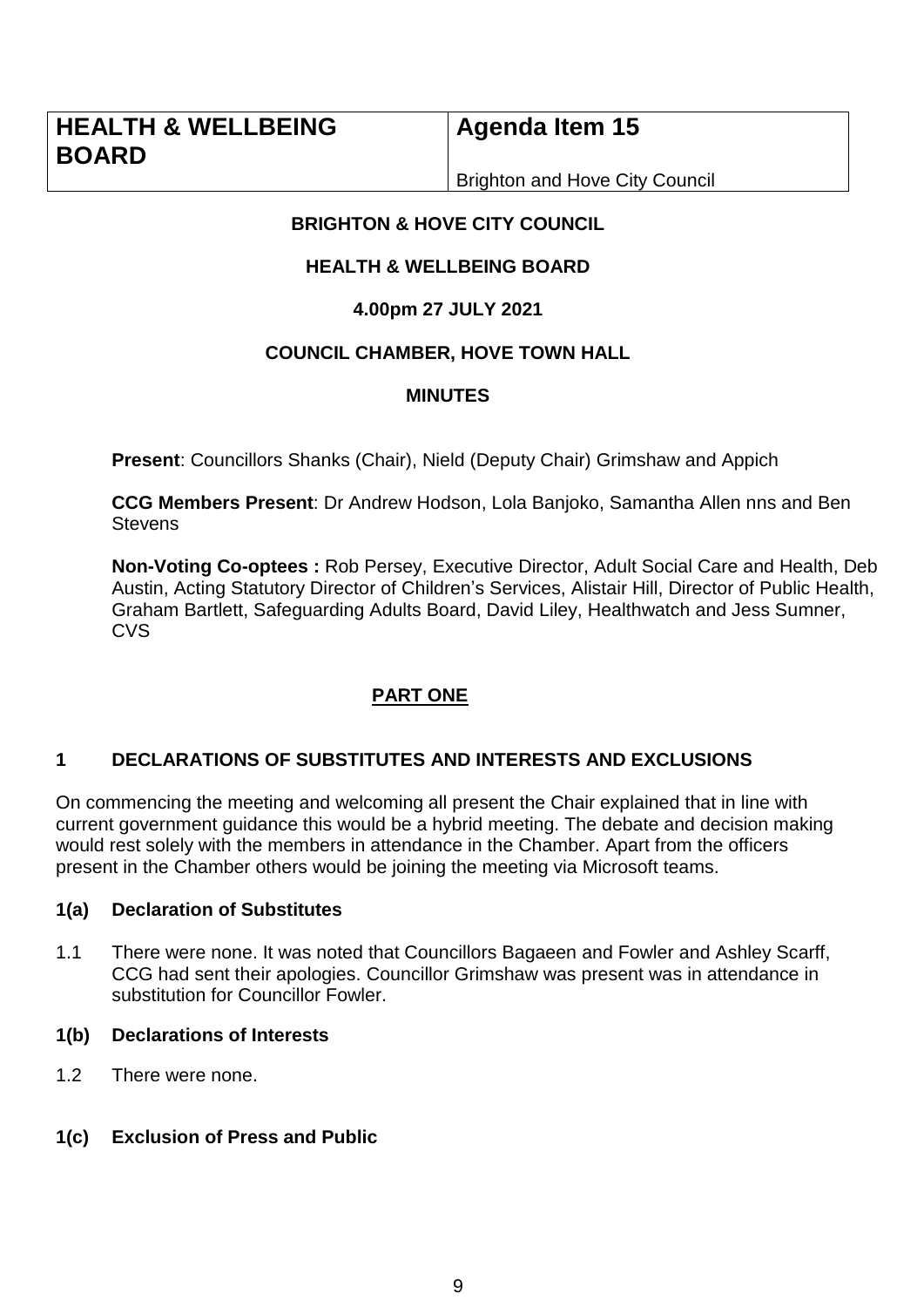| HEALTH & WELLBEING BOARD | Agenda Item 15 |
| --- | --- |
| | Brighton and Hove City Council |

**BRIGHTON & HOVE CITY COUNCIL**

**HEALTH & WELLBEING BOARD**

**4.00pm 27 JULY 2021**

**COUNCIL CHAMBER, HOVE TOWN HALL**

**MINUTES**

**Present**: Councillors Shanks (Chair), Nield (Deputy Chair) Grimshaw and Appich

**CCG Members Present**: Dr Andrew Hodson, Lola Banjoko, Samantha Allen nns and Ben Stevens

**Non-Voting Co-optees :** Rob Persey, Executive Director, Adult Social Care and Health, Deb Austin, Acting Statutory Director of Children's Services, Alistair Hill, Director of Public Health, Graham Bartlett, Safeguarding Adults Board, David Liley, Healthwatch and Jess Sumner, CVS

## PART ONE

### 1 DECLARATIONS OF SUBSTITUTES AND INTERESTS AND EXCLUSIONS

On commencing the meeting and welcoming all present the Chair explained that in line with current government guidance this would be a hybrid meeting. The debate and decision making would rest solely with the members in attendance in the Chamber. Apart from the officers present in the Chamber others would be joining the meeting via Microsoft teams.

#### 1(a) Declaration of Substitutes

1.1 There were none. It was noted that Councillors Bagaeen and Fowler and Ashley Scarff, CCG had sent their apologies. Councillor Grimshaw was present was in attendance in substitution for Councillor Fowler.

#### 1(b) Declarations of Interests

1.2 There were none.

#### 1(c) Exclusion of Press and Public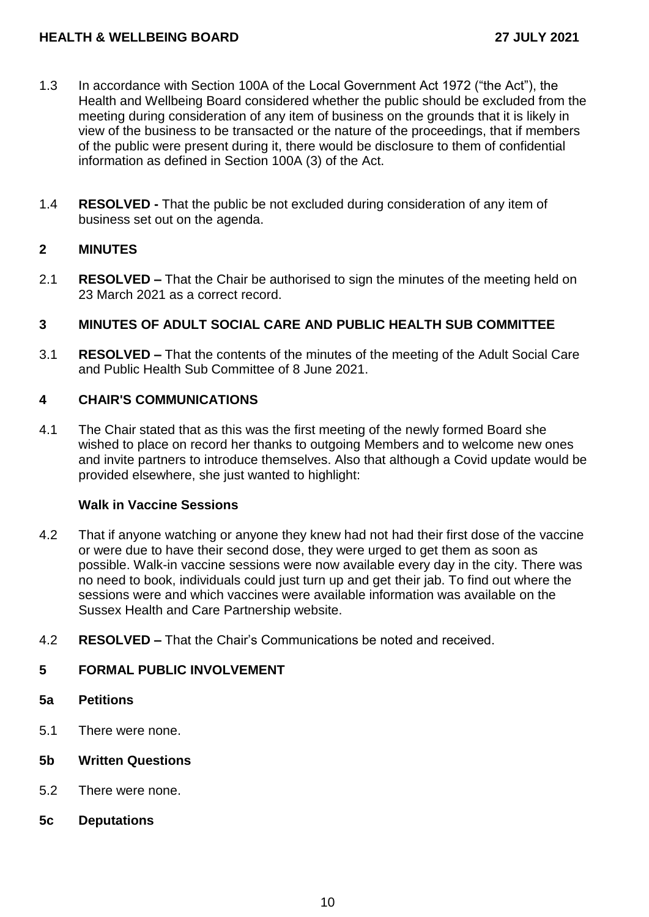1.3 In accordance with Section 100A of the Local Government Act 1972 ("the Act"), the Health and Wellbeing Board considered whether the public should be excluded from the meeting during consideration of any item of business on the grounds that it is likely in view of the business to be transacted or the nature of the proceedings, that if members of the public were present during it, there would be disclosure to them of confidential information as defined in Section 100A (3) of the Act.

1.4 **RESOLVED -** That the public be not excluded during consideration of any item of business set out on the agenda.

## 2 MINUTES

2.1 **RESOLVED –** That the Chair be authorised to sign the minutes of the meeting held on 23 March 2021 as a correct record.

## 3 MINUTES OF ADULT SOCIAL CARE AND PUBLIC HEALTH SUB COMMITTEE

3.1 **RESOLVED –** That the contents of the minutes of the meeting of the Adult Social Care and Public Health Sub Committee of 8 June 2021.

## 4 CHAIR'S COMMUNICATIONS

4.1 The Chair stated that as this was the first meeting of the newly formed Board she wished to place on record her thanks to outgoing Members and to welcome new ones and invite partners to introduce themselves. Also that although a Covid update would be provided elsewhere, she just wanted to highlight:

**Walk in Vaccine Sessions**

4.2 That if anyone watching or anyone they knew had not had their first dose of the vaccine or were due to have their second dose, they were urged to get them as soon as possible. Walk-in vaccine sessions were now available every day in the city. There was no need to book, individuals could just turn up and get their jab. To find out where the sessions were and which vaccines were available information was available on the Sussex Health and Care Partnership website.

4.2 **RESOLVED –** That the Chair's Communications be noted and received.

## 5 FORMAL PUBLIC INVOLVEMENT

### 5a Petitions

5.1 There were none.

### 5b Written Questions

5.2 There were none.

### 5c Deputations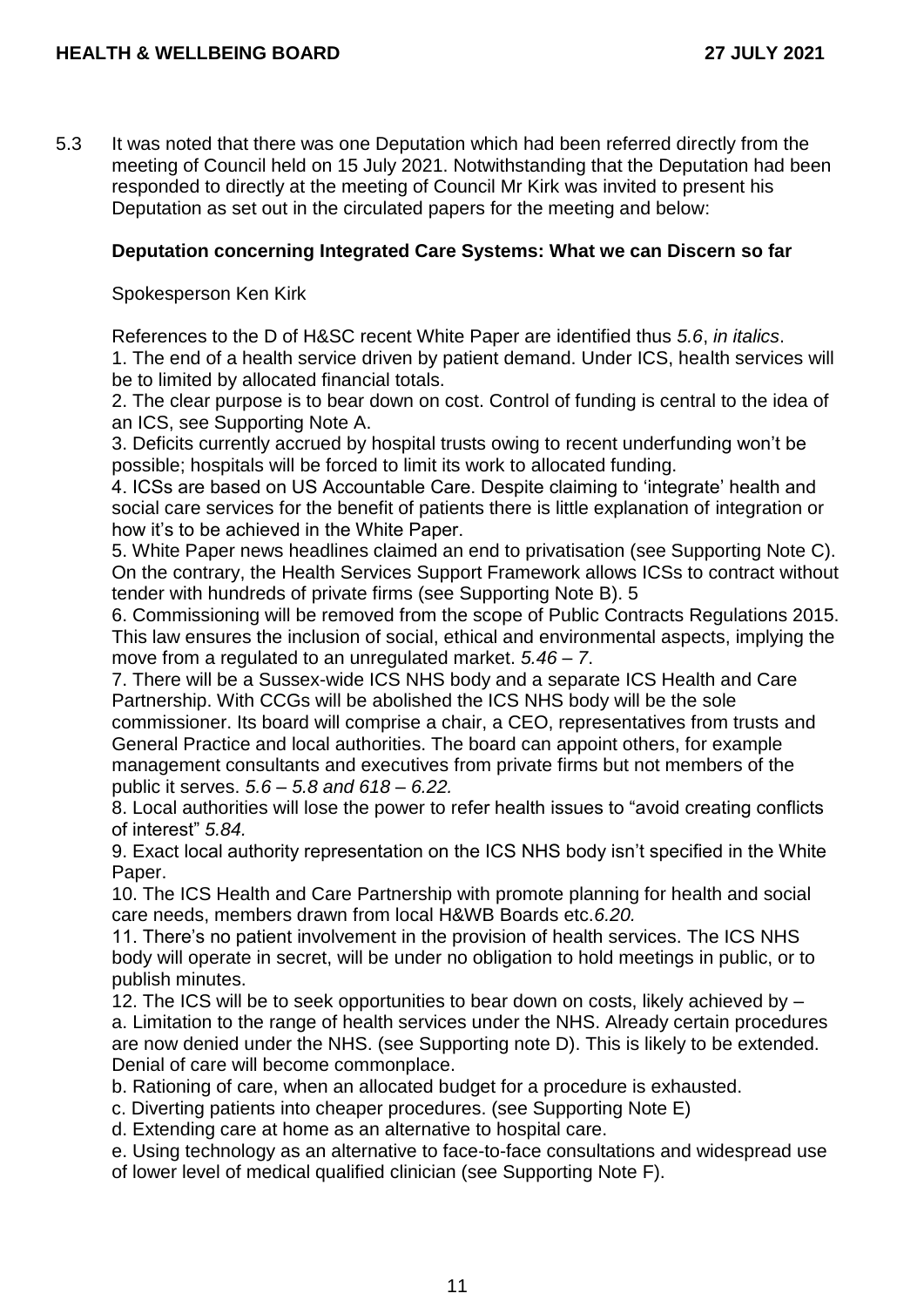5.3 It was noted that there was one Deputation which had been referred directly from the meeting of Council held on 15 July 2021. Notwithstanding that the Deputation had been responded to directly at the meeting of Council Mr Kirk was invited to present his Deputation as set out in the circulated papers for the meeting and below:

**Deputation concerning Integrated Care Systems: What we can Discern so far**

Spokesperson Ken Kirk

References to the D of H&SC recent White Paper are identified thus *5.6*, *in italics*.

1. The end of a health service driven by patient demand. Under ICS, health services will be to limited by allocated financial totals.
2. The clear purpose is to bear down on cost. Control of funding is central to the idea of an ICS, see Supporting Note A.
3. Deficits currently accrued by hospital trusts owing to recent underfunding won't be possible; hospitals will be forced to limit its work to allocated funding.
4. ICSs are based on US Accountable Care. Despite claiming to 'integrate' health and social care services for the benefit of patients there is little explanation of integration or how it's to be achieved in the White Paper.
5. White Paper news headlines claimed an end to privatisation (see Supporting Note C). On the contrary, the Health Services Support Framework allows ICSs to contract without tender with hundreds of private firms (see Supporting Note B). 5
6. Commissioning will be removed from the scope of Public Contracts Regulations 2015. This law ensures the inclusion of social, ethical and environmental aspects, implying the move from a regulated to an unregulated market. *5.46 – 7*.
7. There will be a Sussex-wide ICS NHS body and a separate ICS Health and Care Partnership. With CCGs will be abolished the ICS NHS body will be the sole commissioner. Its board will comprise a chair, a CEO, representatives from trusts and General Practice and local authorities. The board can appoint others, for example management consultants and executives from private firms but not members of the public it serves. *5.6 – 5.8 and 618 – 6.22.*
8. Local authorities will lose the power to refer health issues to "avoid creating conflicts of interest" *5.84.*
9. Exact local authority representation on the ICS NHS body isn't specified in the White Paper.
10. The ICS Health and Care Partnership with promote planning for health and social care needs, members drawn from local H&WB Boards etc.*6.20.*
11. There's no patient involvement in the provision of health services. The ICS NHS body will operate in secret, will be under no obligation to hold meetings in public, or to publish minutes.
12. The ICS will be to seek opportunities to bear down on costs, likely achieved by –
   a. Limitation to the range of health services under the NHS. Already certain procedures are now denied under the NHS. (see Supporting note D). This is likely to be extended. Denial of care will become commonplace.
   b. Rationing of care, when an allocated budget for a procedure is exhausted.
   c. Diverting patients into cheaper procedures. (see Supporting Note E)
   d. Extending care at home as an alternative to hospital care.
   e. Using technology as an alternative to face-to-face consultations and widespread use of lower level of medical qualified clinician (see Supporting Note F).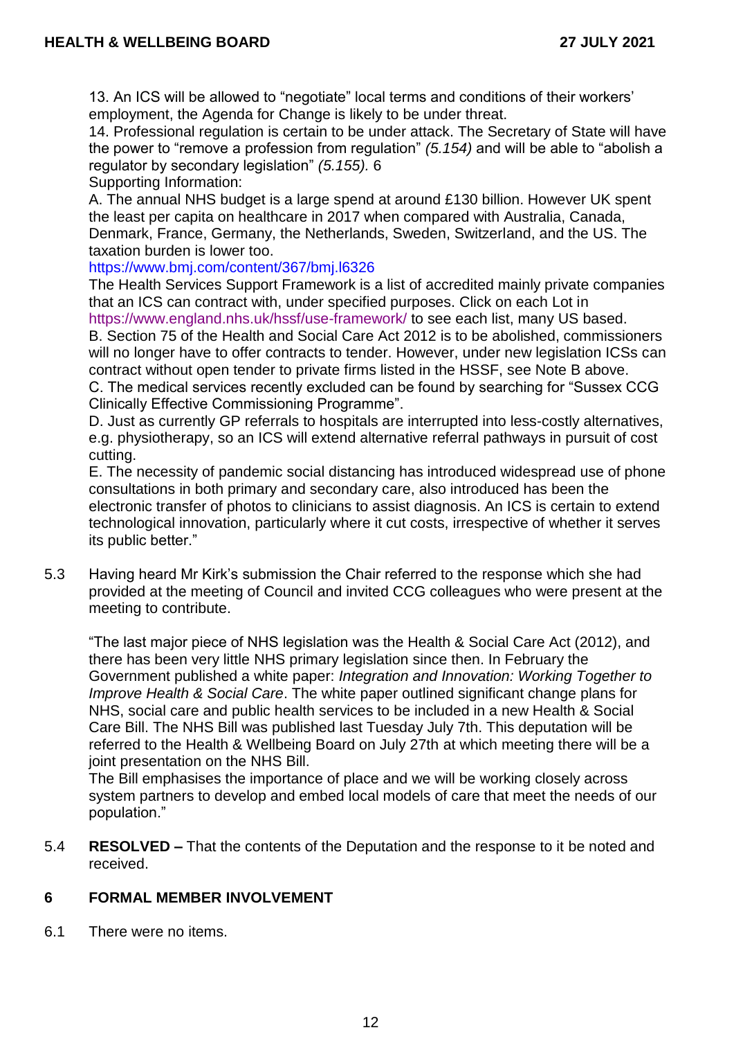13. An ICS will be allowed to "negotiate" local terms and conditions of their workers' employment, the Agenda for Change is likely to be under threat.
14. Professional regulation is certain to be under attack. The Secretary of State will have the power to "remove a profession from regulation" *(5.154)* and will be able to "abolish a regulator by secondary legislation" *(5.155).* 6
Supporting Information:
A. The annual NHS budget is a large spend at around £130 billion. However UK spent the least per capita on healthcare in 2017 when compared with Australia, Canada, Denmark, France, Germany, the Netherlands, Sweden, Switzerland, and the US. The taxation burden is lower too.
https://www.bmj.com/content/367/bmj.l6326
The Health Services Support Framework is a list of accredited mainly private companies that an ICS can contract with, under specified purposes. Click on each Lot in https://www.england.nhs.uk/hssf/use-framework/ to see each list, many US based.
B. Section 75 of the Health and Social Care Act 2012 is to be abolished, commissioners will no longer have to offer contracts to tender. However, under new legislation ICSs can contract without open tender to private firms listed in the HSSF, see Note B above.
C. The medical services recently excluded can be found by searching for "Sussex CCG Clinically Effective Commissioning Programme".
D. Just as currently GP referrals to hospitals are interrupted into less-costly alternatives, e.g. physiotherapy, so an ICS will extend alternative referral pathways in pursuit of cost cutting.
E. The necessity of pandemic social distancing has introduced widespread use of phone consultations in both primary and secondary care, also introduced has been the electronic transfer of photos to clinicians to assist diagnosis. An ICS is certain to extend technological innovation, particularly where it cut costs, irrespective of whether it serves its public better."

5.3 Having heard Mr Kirk's submission the Chair referred to the response which she had provided at the meeting of Council and invited CCG colleagues who were present at the meeting to contribute.

"The last major piece of NHS legislation was the Health & Social Care Act (2012), and there has been very little NHS primary legislation since then. In February the Government published a white paper: *Integration and Innovation: Working Together to Improve Health & Social Care*. The white paper outlined significant change plans for NHS, social care and public health services to be included in a new Health & Social Care Bill. The NHS Bill was published last Tuesday July 7th. This deputation will be referred to the Health & Wellbeing Board on July 27th at which meeting there will be a joint presentation on the NHS Bill.
The Bill emphasises the importance of place and we will be working closely across system partners to develop and embed local models of care that meet the needs of our population."

5.4 **RESOLVED –** That the contents of the Deputation and the response to it be noted and received.

## 6 FORMAL MEMBER INVOLVEMENT

6.1 There were no items.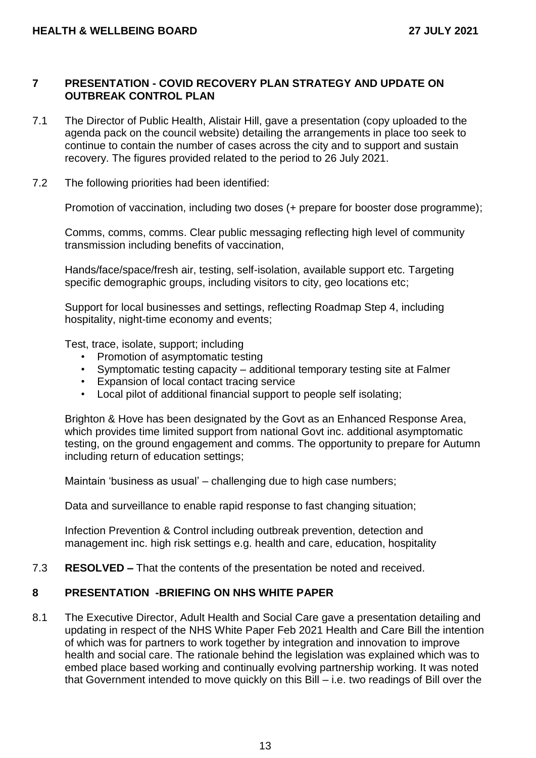## 7 PRESENTATION - COVID RECOVERY PLAN STRATEGY AND UPDATE ON OUTBREAK CONTROL PLAN

7.1 The Director of Public Health, Alistair Hill, gave a presentation (copy uploaded to the agenda pack on the council website) detailing the arrangements in place too seek to continue to contain the number of cases across the city and to support and sustain recovery. The figures provided related to the period to 26 July 2021.

7.2 The following priorities had been identified:

Promotion of vaccination, including two doses (+ prepare for booster dose programme);

Comms, comms, comms. Clear public messaging reflecting high level of community transmission including benefits of vaccination,

Hands/face/space/fresh air, testing, self-isolation, available support etc. Targeting specific demographic groups, including visitors to city, geo locations etc;

Support for local businesses and settings, reflecting Roadmap Step 4, including hospitality, night-time economy and events;

Test, trace, isolate, support; including

- Promotion of asymptomatic testing
- Symptomatic testing capacity – additional temporary testing site at Falmer
- Expansion of local contact tracing service
- Local pilot of additional financial support to people self isolating;

Brighton & Hove has been designated by the Govt as an Enhanced Response Area, which provides time limited support from national Govt inc. additional asymptomatic testing, on the ground engagement and comms. The opportunity to prepare for Autumn including return of education settings;

Maintain 'business as usual' – challenging due to high case numbers;

Data and surveillance to enable rapid response to fast changing situation;

Infection Prevention & Control including outbreak prevention, detection and management inc. high risk settings e.g. health and care, education, hospitality

7.3 **RESOLVED –** That the contents of the presentation be noted and received.

## 8 PRESENTATION -BRIEFING ON NHS WHITE PAPER

8.1 The Executive Director, Adult Health and Social Care gave a presentation detailing and updating in respect of the NHS White Paper Feb 2021 Health and Care Bill the intention of which was for partners to work together by integration and innovation to improve health and social care. The rationale behind the legislation was explained which was to embed place based working and continually evolving partnership working. It was noted that Government intended to move quickly on this Bill – i.e. two readings of Bill over the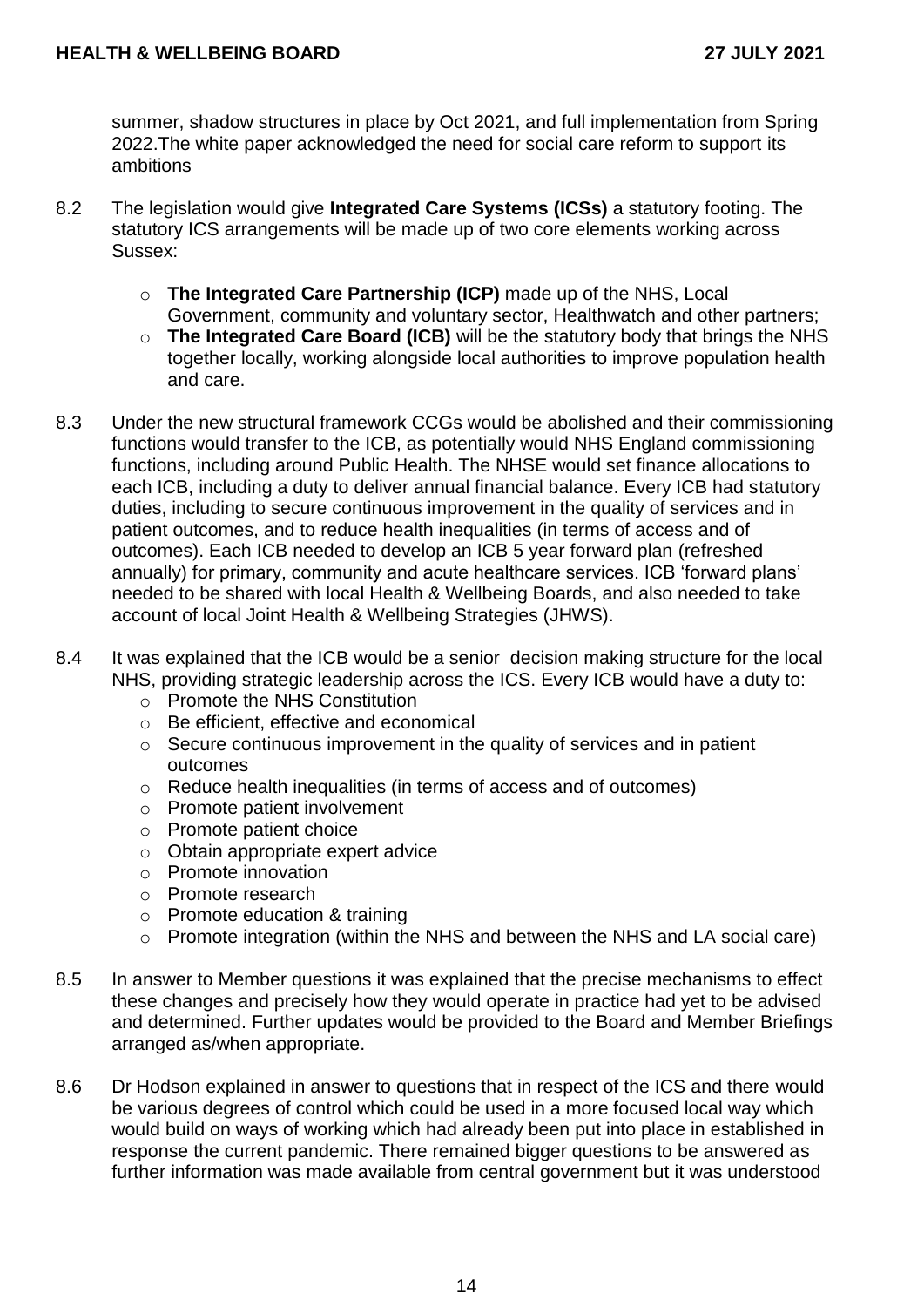summer, shadow structures in place by Oct 2021, and full implementation from Spring 2022.The white paper acknowledged the need for social care reform to support its ambitions

8.2 The legislation would give **Integrated Care Systems (ICSs)** a statutory footing. The statutory ICS arrangements will be made up of two core elements working across Sussex:

- **The Integrated Care Partnership (ICP)** made up of the NHS, Local Government, community and voluntary sector, Healthwatch and other partners;
- **The Integrated Care Board (ICB)** will be the statutory body that brings the NHS together locally, working alongside local authorities to improve population health and care.

8.3 Under the new structural framework CCGs would be abolished and their commissioning functions would transfer to the ICB, as potentially would NHS England commissioning functions, including around Public Health. The NHSE would set finance allocations to each ICB, including a duty to deliver annual financial balance. Every ICB had statutory duties, including to secure continuous improvement in the quality of services and in patient outcomes, and to reduce health inequalities (in terms of access and of outcomes). Each ICB needed to develop an ICB 5 year forward plan (refreshed annually) for primary, community and acute healthcare services. ICB 'forward plans' needed to be shared with local Health & Wellbeing Boards, and also needed to take account of local Joint Health & Wellbeing Strategies (JHWS).

8.4 It was explained that the ICB would be a senior decision making structure for the local NHS, providing strategic leadership across the ICS. Every ICB would have a duty to:

- Promote the NHS Constitution
- Be efficient, effective and economical
- Secure continuous improvement in the quality of services and in patient outcomes
- Reduce health inequalities (in terms of access and of outcomes)
- Promote patient involvement
- Promote patient choice
- Obtain appropriate expert advice
- Promote innovation
- Promote research
- Promote education & training
- Promote integration (within the NHS and between the NHS and LA social care)

8.5 In answer to Member questions it was explained that the precise mechanisms to effect these changes and precisely how they would operate in practice had yet to be advised and determined. Further updates would be provided to the Board and Member Briefings arranged as/when appropriate.

8.6 Dr Hodson explained in answer to questions that in respect of the ICS and there would be various degrees of control which could be used in a more focused local way which would build on ways of working which had already been put into place in established in response the current pandemic. There remained bigger questions to be answered as further information was made available from central government but it was understood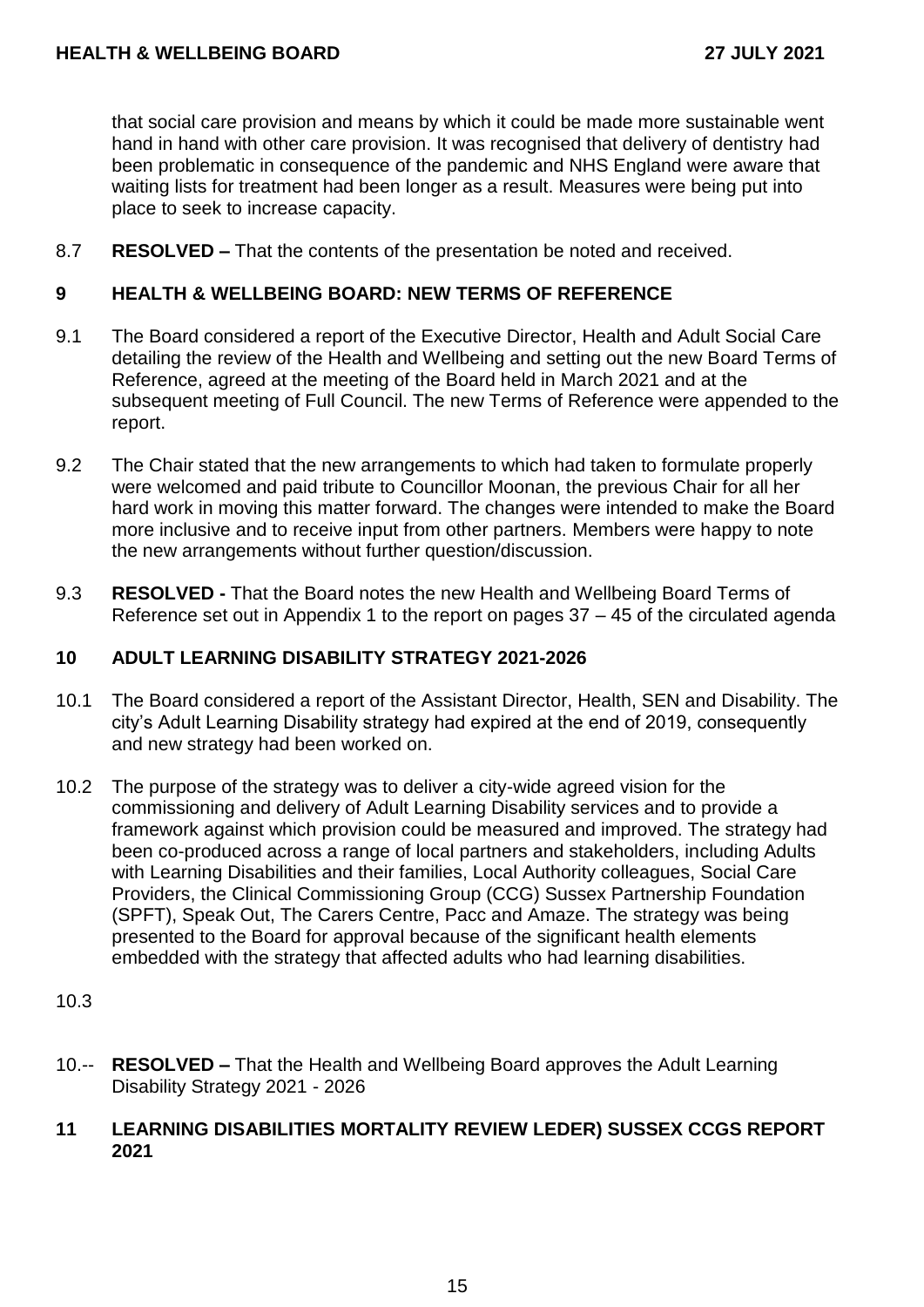that social care provision and means by which it could be made more sustainable went hand in hand with other care provision. It was recognised that delivery of dentistry had been problematic in consequence of the pandemic and NHS England were aware that waiting lists for treatment had been longer as a result. Measures were being put into place to seek to increase capacity.

8.7 **RESOLVED –** That the contents of the presentation be noted and received.

## 9 HEALTH & WELLBEING BOARD: NEW TERMS OF REFERENCE

9.1 The Board considered a report of the Executive Director, Health and Adult Social Care detailing the review of the Health and Wellbeing and setting out the new Board Terms of Reference, agreed at the meeting of the Board held in March 2021 and at the subsequent meeting of Full Council. The new Terms of Reference were appended to the report.

9.2 The Chair stated that the new arrangements to which had taken to formulate properly were welcomed and paid tribute to Councillor Moonan, the previous Chair for all her hard work in moving this matter forward. The changes were intended to make the Board more inclusive and to receive input from other partners. Members were happy to note the new arrangements without further question/discussion.

9.3 **RESOLVED -** That the Board notes the new Health and Wellbeing Board Terms of Reference set out in Appendix 1 to the report on pages 37 – 45 of the circulated agenda

## 10 ADULT LEARNING DISABILITY STRATEGY 2021-2026

10.1 The Board considered a report of the Assistant Director, Health, SEN and Disability. The city's Adult Learning Disability strategy had expired at the end of 2019, consequently and new strategy had been worked on.

10.2 The purpose of the strategy was to deliver a city-wide agreed vision for the commissioning and delivery of Adult Learning Disability services and to provide a framework against which provision could be measured and improved. The strategy had been co-produced across a range of local partners and stakeholders, including Adults with Learning Disabilities and their families, Local Authority colleagues, Social Care Providers, the Clinical Commissioning Group (CCG) Sussex Partnership Foundation (SPFT), Speak Out, The Carers Centre, Pacc and Amaze. The strategy was being presented to the Board for approval because of the significant health elements embedded with the strategy that affected adults who had learning disabilities.

10.3

10.-- **RESOLVED –** That the Health and Wellbeing Board approves the Adult Learning Disability Strategy 2021 - 2026

## 11 LEARNING DISABILITIES MORTALITY REVIEW LEDER) SUSSEX CCGS REPORT 2021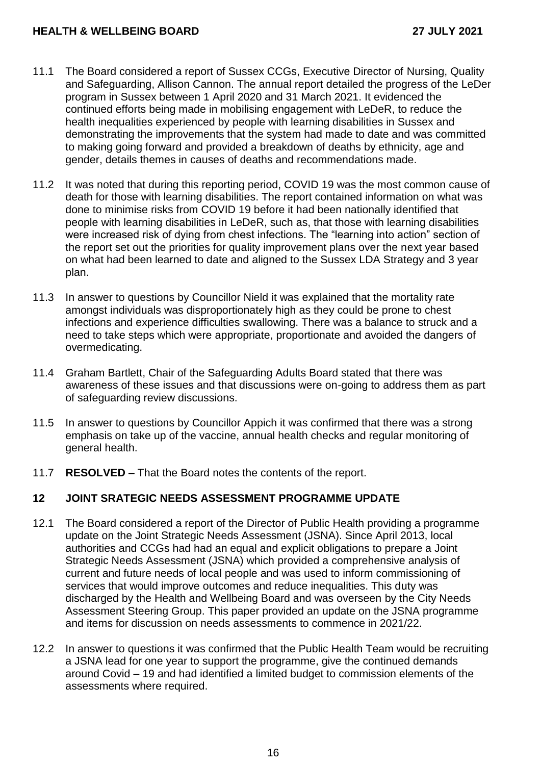11.1 The Board considered a report of Sussex CCGs, Executive Director of Nursing, Quality and Safeguarding, Allison Cannon. The annual report detailed the progress of the LeDer program in Sussex between 1 April 2020 and 31 March 2021. It evidenced the continued efforts being made in mobilising engagement with LeDeR, to reduce the health inequalities experienced by people with learning disabilities in Sussex and demonstrating the improvements that the system had made to date and was committed to making going forward and provided a breakdown of deaths by ethnicity, age and gender, details themes in causes of deaths and recommendations made.

11.2 It was noted that during this reporting period, COVID 19 was the most common cause of death for those with learning disabilities. The report contained information on what was done to minimise risks from COVID 19 before it had been nationally identified that people with learning disabilities in LeDeR, such as, that those with learning disabilities were increased risk of dying from chest infections. The "learning into action" section of the report set out the priorities for quality improvement plans over the next year based on what had been learned to date and aligned to the Sussex LDA Strategy and 3 year plan.

11.3 In answer to questions by Councillor Nield it was explained that the mortality rate amongst individuals was disproportionately high as they could be prone to chest infections and experience difficulties swallowing. There was a balance to struck and a need to take steps which were appropriate, proportionate and avoided the dangers of overmedicating.

11.4 Graham Bartlett, Chair of the Safeguarding Adults Board stated that there was awareness of these issues and that discussions were on-going to address them as part of safeguarding review discussions.

11.5 In answer to questions by Councillor Appich it was confirmed that there was a strong emphasis on take up of the vaccine, annual health checks and regular monitoring of general health.

11.7 **RESOLVED –** That the Board notes the contents of the report.

## 12 JOINT SRATEGIC NEEDS ASSESSMENT PROGRAMME UPDATE

12.1 The Board considered a report of the Director of Public Health providing a programme update on the Joint Strategic Needs Assessment (JSNA). Since April 2013, local authorities and CCGs had had an equal and explicit obligations to prepare a Joint Strategic Needs Assessment (JSNA) which provided a comprehensive analysis of current and future needs of local people and was used to inform commissioning of services that would improve outcomes and reduce inequalities. This duty was discharged by the Health and Wellbeing Board and was overseen by the City Needs Assessment Steering Group. This paper provided an update on the JSNA programme and items for discussion on needs assessments to commence in 2021/22.

12.2 In answer to questions it was confirmed that the Public Health Team would be recruiting a JSNA lead for one year to support the programme, give the continued demands around Covid – 19 and had identified a limited budget to commission elements of the assessments where required.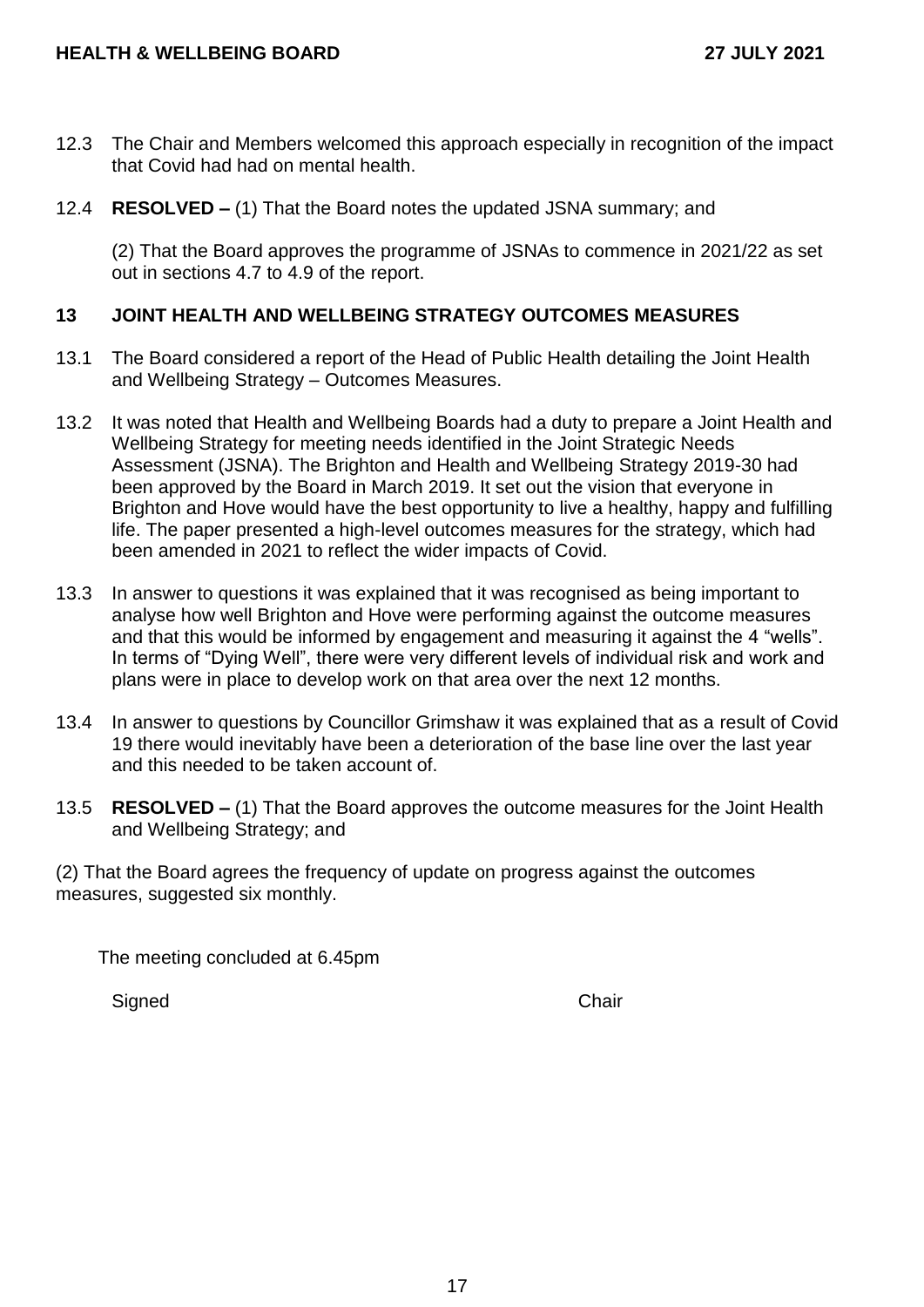12.3 The Chair and Members welcomed this approach especially in recognition of the impact that Covid had had on mental health.

12.4 **RESOLVED –** (1) That the Board notes the updated JSNA summary; and

(2) That the Board approves the programme of JSNAs to commence in 2021/22 as set out in sections 4.7 to 4.9 of the report.

## 13 JOINT HEALTH AND WELLBEING STRATEGY OUTCOMES MEASURES

13.1 The Board considered a report of the Head of Public Health detailing the Joint Health and Wellbeing Strategy – Outcomes Measures.

13.2 It was noted that Health and Wellbeing Boards had a duty to prepare a Joint Health and Wellbeing Strategy for meeting needs identified in the Joint Strategic Needs Assessment (JSNA). The Brighton and Health and Wellbeing Strategy 2019-30 had been approved by the Board in March 2019. It set out the vision that everyone in Brighton and Hove would have the best opportunity to live a healthy, happy and fulfilling life. The paper presented a high-level outcomes measures for the strategy, which had been amended in 2021 to reflect the wider impacts of Covid.

13.3 In answer to questions it was explained that it was recognised as being important to analyse how well Brighton and Hove were performing against the outcome measures and that this would be informed by engagement and measuring it against the 4 "wells". In terms of "Dying Well", there were very different levels of individual risk and work and plans were in place to develop work on that area over the next 12 months.

13.4 In answer to questions by Councillor Grimshaw it was explained that as a result of Covid 19 there would inevitably have been a deterioration of the base line over the last year and this needed to be taken account of.

13.5 **RESOLVED –** (1) That the Board approves the outcome measures for the Joint Health and Wellbeing Strategy; and

(2) That the Board agrees the frequency of update on progress against the outcomes measures, suggested six monthly.

The meeting concluded at 6.45pm

Signed Chair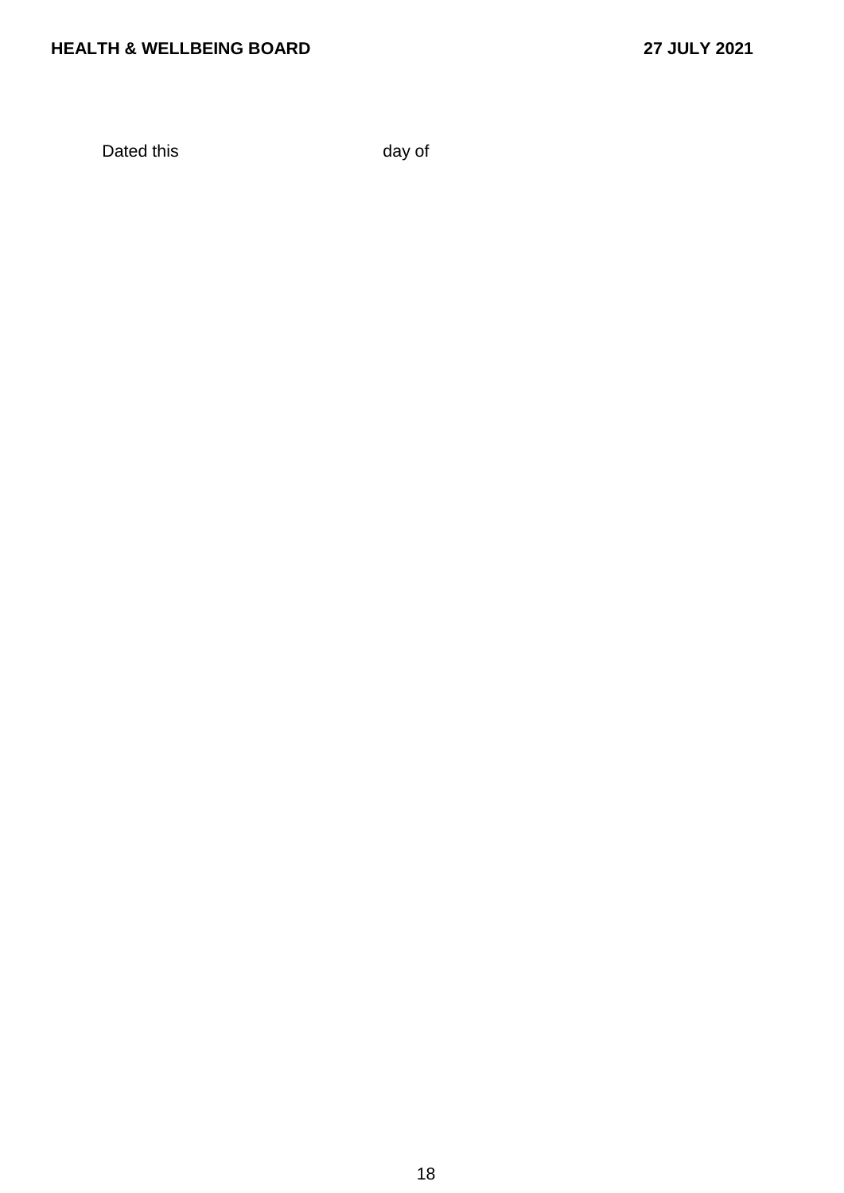Dated this day of